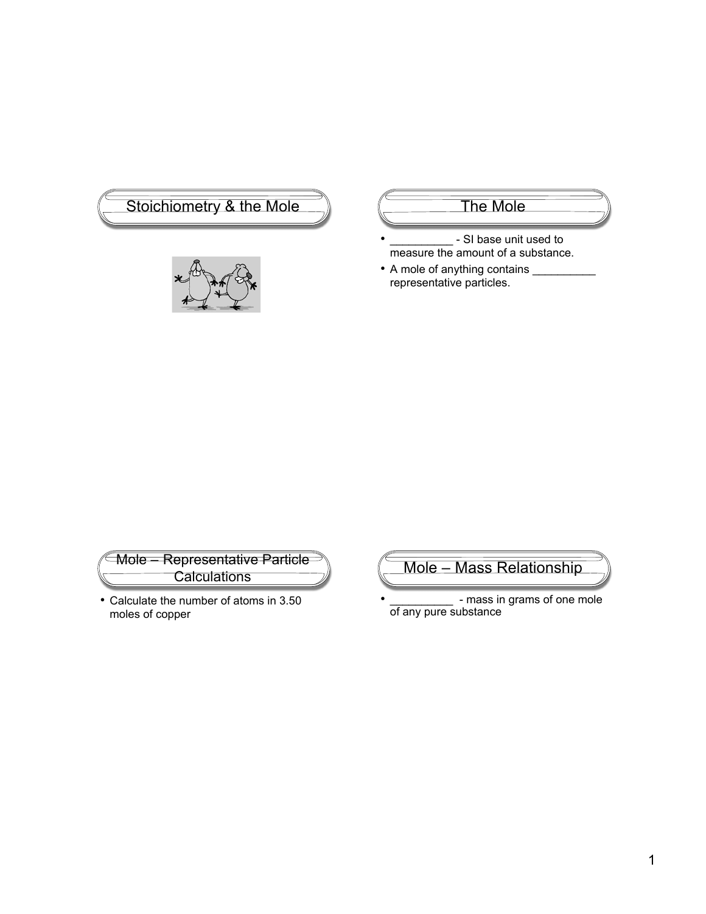## Stoichiometry & the Mole

## The Mole

- __________ - SI base unit used to measure the amount of a substance.
- A mole of anything contains __________ representative particles.

## Mole – Representative Particle Calculations

- Calculate the number of atoms in 3.50 moles of copper

## Mole – Mass Relationship

- __________ - mass in grams of one mole of any pure substance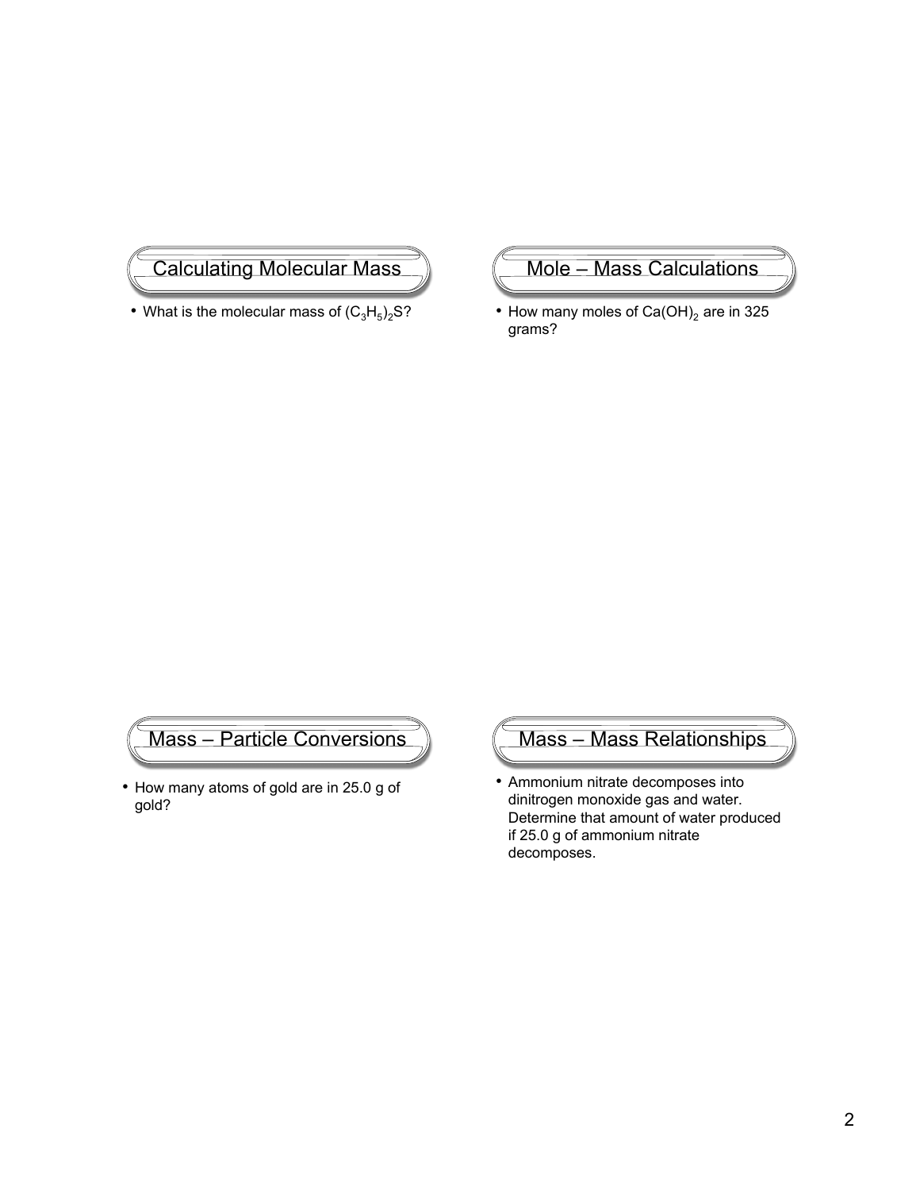## Calculating Molecular Mass

- What is the molecular mass of $(C_3H_5)_2S$?

## Mole – Mass Calculations

- How many moles of $Ca(OH)_2$ are in 325 grams?

## Mass – Particle Conversions

- How many atoms of gold are in 25.0 g of gold?

## Mass – Mass Relationships

- Ammonium nitrate decomposes into dinitrogen monoxide gas and water. Determine that amount of water produced if 25.0 g of ammonium nitrate decomposes.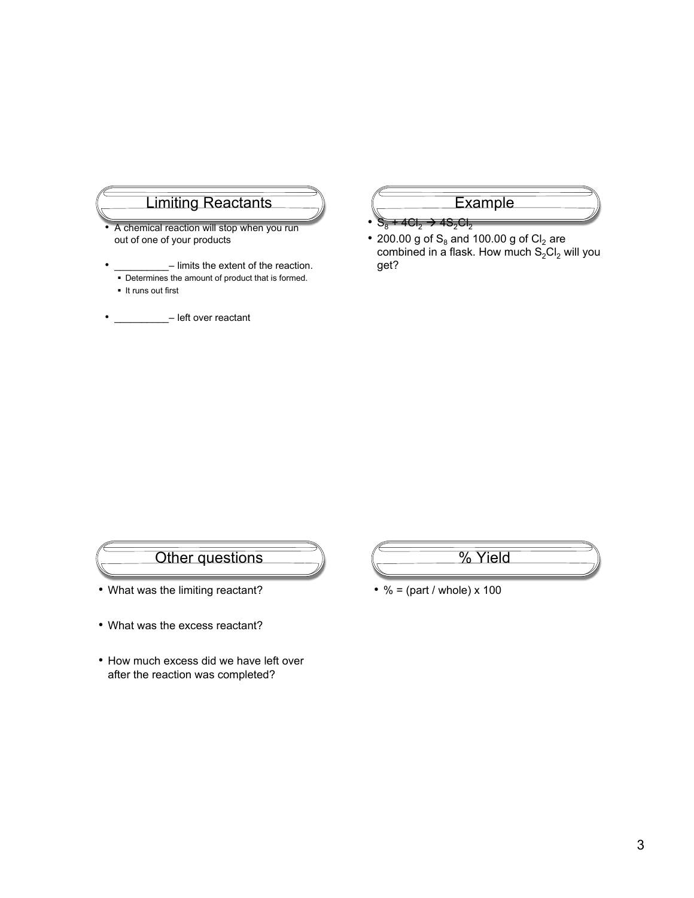## Limiting Reactants

- A chemical reaction will stop when you run out of one of your products
- __________– limits the extent of the reaction.
  - Determines the amount of product that is formed.
  - It runs out first
- __________– left over reactant

## Example

- $S_8 + 4Cl_2 \rightarrow 4S_2Cl_2$
- 200.00 g of $S_8$ and 100.00 g of $Cl_2$ are combined in a flask. How much $S_2Cl_2$ will you get?

## Other questions

- What was the limiting reactant?
- What was the excess reactant?
- How much excess did we have left over after the reaction was completed?

## % Yield

- % = (part / whole) x 100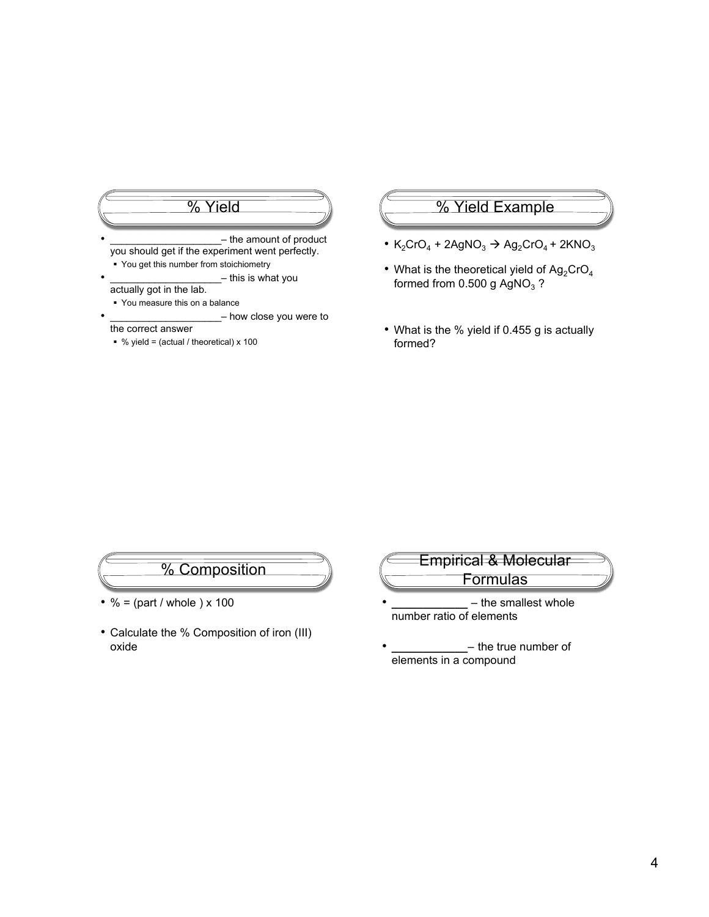## % Yield

- ___________________– the amount of product you should get if the experiment went perfectly.
  - You get this number from stoichiometry
- ___________________– this is what you actually got in the lab.
  - You measure this on a balance
- ___________________– how close you were to the correct answer
  - % yield = (actual / theoretical) x 100

## % Yield Example

- $K_2CrO_4 + 2AgNO_3 \rightarrow Ag_2CrO_4 + 2KNO_3$
- What is the theoretical yield of $Ag_2CrO_4$ formed from 0.500 g $AgNO_3$ ?
- What is the % yield if 0.455 g is actually formed?

## % Composition

- % = (part / whole ) x 100
- Calculate the % Composition of iron (III) oxide

## Empirical & Molecular Formulas

- ___________ – the smallest whole number ratio of elements
- ___________– the true number of elements in a compound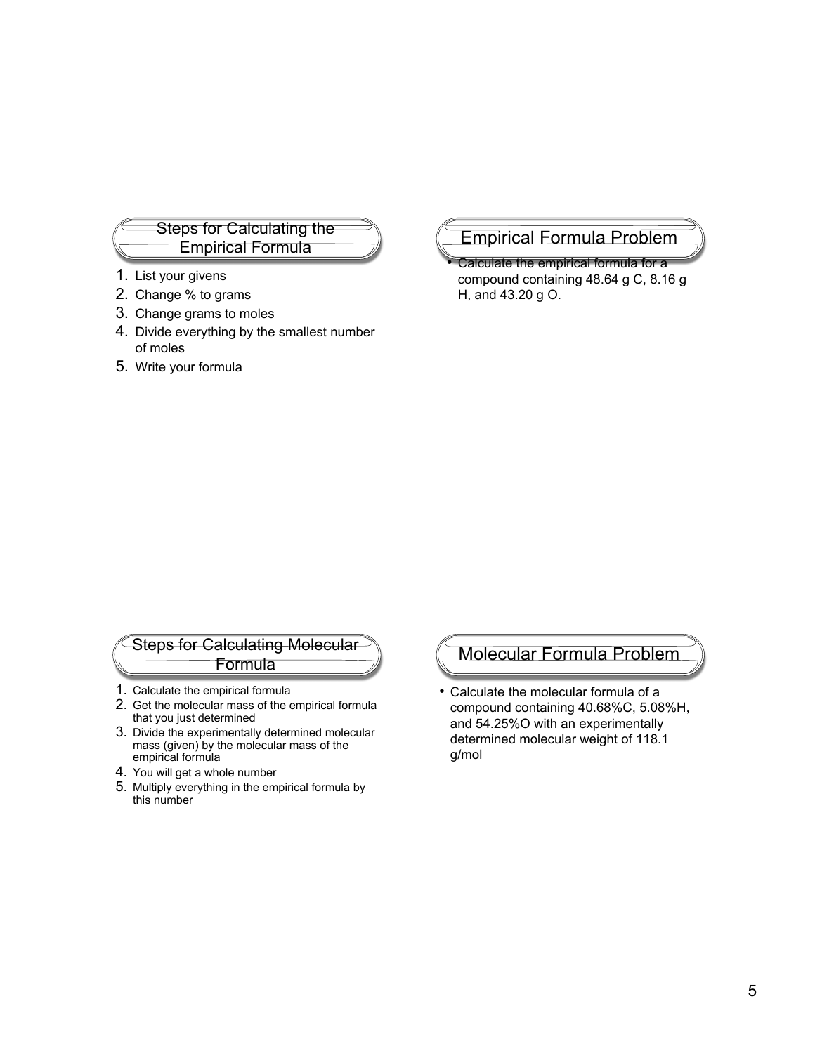## Steps for Calculating the Empirical Formula

1. List your givens
2. Change % to grams
3. Change grams to moles
4. Divide everything by the smallest number of moles
5. Write your formula

## Empirical Formula Problem

- Calculate the empirical formula for a compound containing 48.64 g C, 8.16 g H, and 43.20 g O.

## Steps for Calculating Molecular Formula

1. Calculate the empirical formula
2. Get the molecular mass of the empirical formula that you just determined
3. Divide the experimentally determined molecular mass (given) by the molecular mass of the empirical formula
4. You will get a whole number
5. Multiply everything in the empirical formula by this number

## Molecular Formula Problem

- Calculate the molecular formula of a compound containing 40.68%C, 5.08%H, and 54.25%O with an experimentally determined molecular weight of 118.1 g/mol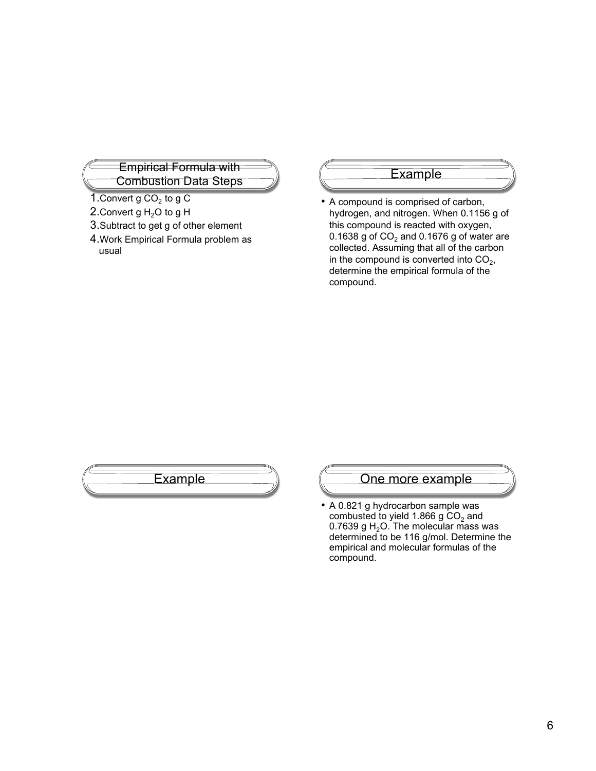## Empirical Formula with Combustion Data Steps

1. Convert g $CO_2$ to g C
2. Convert g $H_2O$ to g H
3. Subtract to get g of other element
4. Work Empirical Formula problem as usual

## Example

- A compound is comprised of carbon, hydrogen, and nitrogen. When 0.1156 g of this compound is reacted with oxygen, 0.1638 g of $CO_2$ and 0.1676 g of water are collected. Assuming that all of the carbon in the compound is converted into $CO_2$, determine the empirical formula of the compound.

## Example

## One more example

- A 0.821 g hydrocarbon sample was combusted to yield 1.866 g $CO_2$ and 0.7639 g $H_2O$. The molecular mass was determined to be 116 g/mol. Determine the empirical and molecular formulas of the compound.